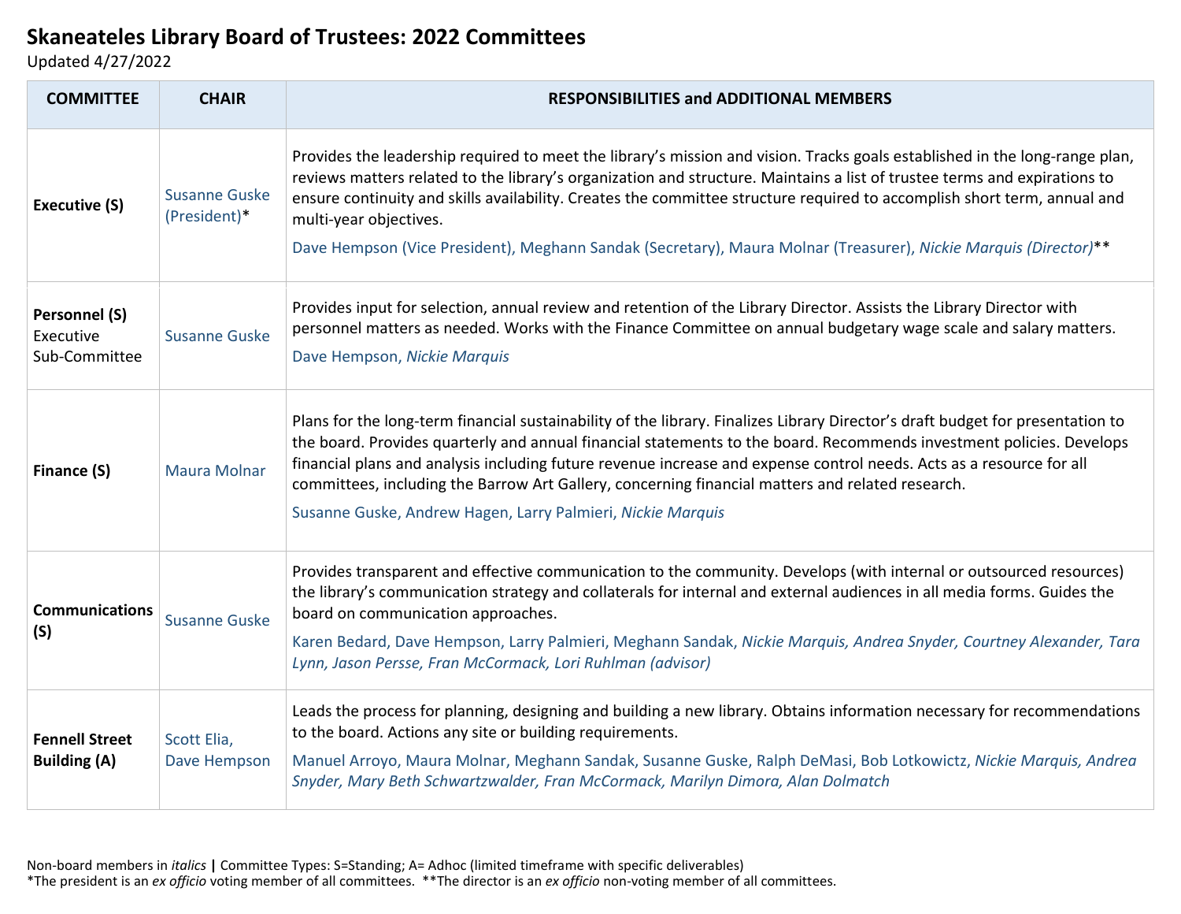# Skaneateles Library Board of Trustees: 2022 Committees

Updated 4/27/2022

| COMMITTEE | CHAIR | RESPONSIBILITIES and ADDITIONAL MEMBERS |
|---|---|---|
| **Executive (S)** | Susanne Guske (President)* | Provides the leadership required to meet the library's mission and vision. Tracks goals established in the long-range plan, reviews matters related to the library's organization and structure. Maintains a list of trustee terms and expirations to ensure continuity and skills availability. Creates the committee structure required to accomplish short term, annual and multi-year objectives.<br><br>Dave Hempson (Vice President), Meghann Sandak (Secretary), Maura Molnar (Treasurer), *Nickie Marquis (Director)*** |
| **Personnel (S)** Executive Sub-Committee | Susanne Guske | Provides input for selection, annual review and retention of the Library Director. Assists the Library Director with personnel matters as needed. Works with the Finance Committee on annual budgetary wage scale and salary matters.<br><br>Dave Hempson, *Nickie Marquis* |
| **Finance (S)** | Maura Molnar | Plans for the long-term financial sustainability of the library. Finalizes Library Director's draft budget for presentation to the board. Provides quarterly and annual financial statements to the board. Recommends investment policies. Develops financial plans and analysis including future revenue increase and expense control needs. Acts as a resource for all committees, including the Barrow Art Gallery, concerning financial matters and related research.<br><br>Susanne Guske, Andrew Hagen, Larry Palmieri, *Nickie Marquis* |
| **Communications (S)** | Susanne Guske | Provides transparent and effective communication to the community. Develops (with internal or outsourced resources) the library's communication strategy and collaterals for internal and external audiences in all media forms. Guides the board on communication approaches.<br><br>Karen Bedard, Dave Hempson, Larry Palmieri, Meghann Sandak, *Nickie Marquis, Andrea Snyder, Courtney Alexander, Tara Lynn, Jason Persse, Fran McCormack, Lori Ruhlman (advisor)* |
| **Fennell Street Building (A)** | Scott Elia, Dave Hempson | Leads the process for planning, designing and building a new library. Obtains information necessary for recommendations to the board. Actions any site or building requirements.<br><br>Manuel Arroyo, Maura Molnar, Meghann Sandak, Susanne Guske, Ralph DeMasi, Bob Lotkowictz, *Nickie Marquis, Andrea Snyder, Mary Beth Schwartzwalder, Fran McCormack, Marilyn Dimora, Alan Dolmatch* |

Non-board members in *italics* **|** Committee Types: S=Standing; A= Adhoc (limited timeframe with specific deliverables)

*The president is an *ex officio* voting member of all committees. **The director is an *ex officio* non-voting member of all committees.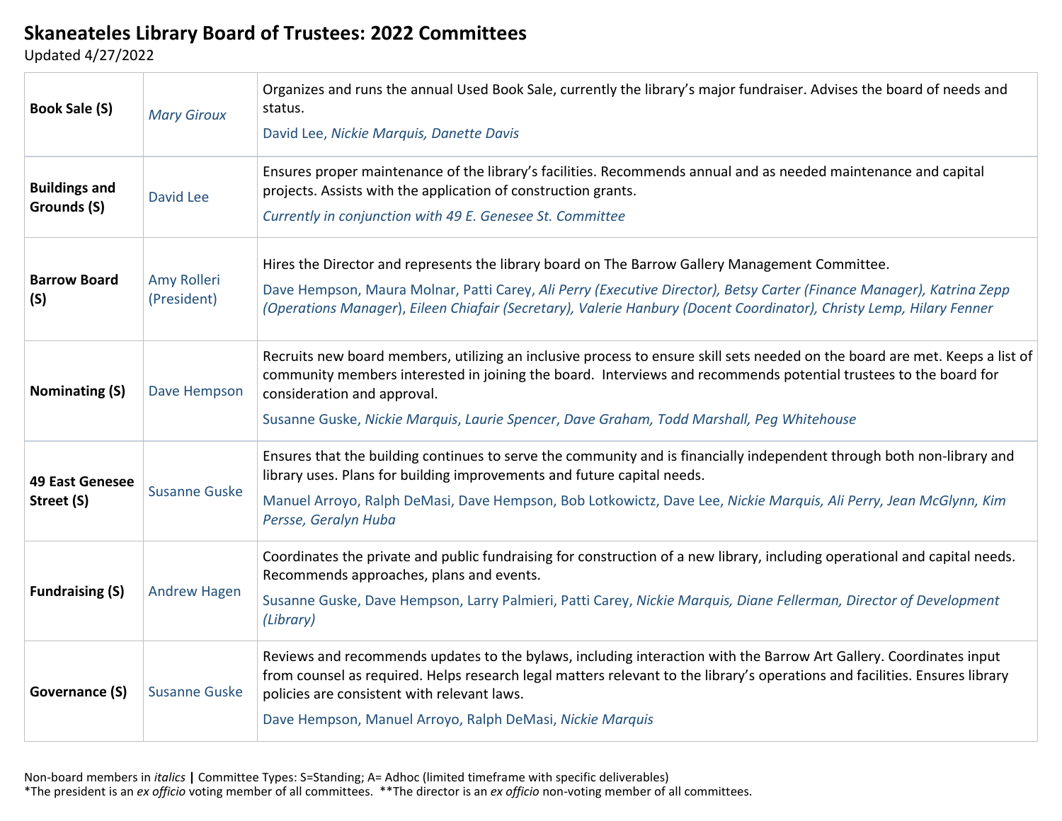**Skaneateles Library Board of Trustees: 2022 Committees**
Updated 4/27/2022

| | | |
|---|---|---|
| **Book Sale (S)** | *Mary Giroux* | Organizes and runs the annual Used Book Sale, currently the library's major fundraiser. Advises the board of needs and status.<br><br>David Lee, *Nickie Marquis, Danette Davis* |
| **Buildings and Grounds (S)** | David Lee | Ensures proper maintenance of the library's facilities. Recommends annual and as needed maintenance and capital projects. Assists with the application of construction grants.<br><br>*Currently in conjunction with 49 E. Genesee St. Committee* |
| **Barrow Board (S)** | Amy Rolleri (President) | Hires the Director and represents the library board on The Barrow Gallery Management Committee.<br><br>Dave Hempson, Maura Molnar, Patti Carey, *Ali Perry (Executive Director), Betsy Carter (Finance Manager), Katrina Zepp (Operations Manager), Eileen Chiafair (Secretary), Valerie Hanbury (Docent Coordinator), Christy Lemp, Hilary Fenner* |
| **Nominating (S)** | Dave Hempson | Recruits new board members, utilizing an inclusive process to ensure skill sets needed on the board are met. Keeps a list of community members interested in joining the board. Interviews and recommends potential trustees to the board for consideration and approval.<br><br>Susanne Guske, *Nickie Marquis, Laurie Spencer, Dave Graham, Todd Marshall, Peg Whitehouse* |
| **49 East Genesee Street (S)** | Susanne Guske | Ensures that the building continues to serve the community and is financially independent through both non-library and library uses. Plans for building improvements and future capital needs.<br><br>Manuel Arroyo, Ralph DeMasi, Dave Hempson, Bob Lotkowictz, Dave Lee, *Nickie Marquis, Ali Perry, Jean McGlynn, Kim Persse, Geralyn Huba* |
| **Fundraising (S)** | Andrew Hagen | Coordinates the private and public fundraising for construction of a new library, including operational and capital needs. Recommends approaches, plans and events.<br><br>Susanne Guske, Dave Hempson, Larry Palmieri, Patti Carey, *Nickie Marquis, Diane Fellerman, Director of Development (Library)* |
| **Governance (S)** | Susanne Guske | Reviews and recommends updates to the bylaws, including interaction with the Barrow Art Gallery. Coordinates input from counsel as required. Helps research legal matters relevant to the library's operations and facilities. Ensures library policies are consistent with relevant laws.<br><br>Dave Hempson, Manuel Arroyo, Ralph DeMasi, *Nickie Marquis* |

Non-board members in *italics* **|** Committee Types: S=Standing; A= Adhoc (limited timeframe with specific deliverables)
*The president is an *ex officio* voting member of all committees. **The director is an *ex officio* non-voting member of all committees.